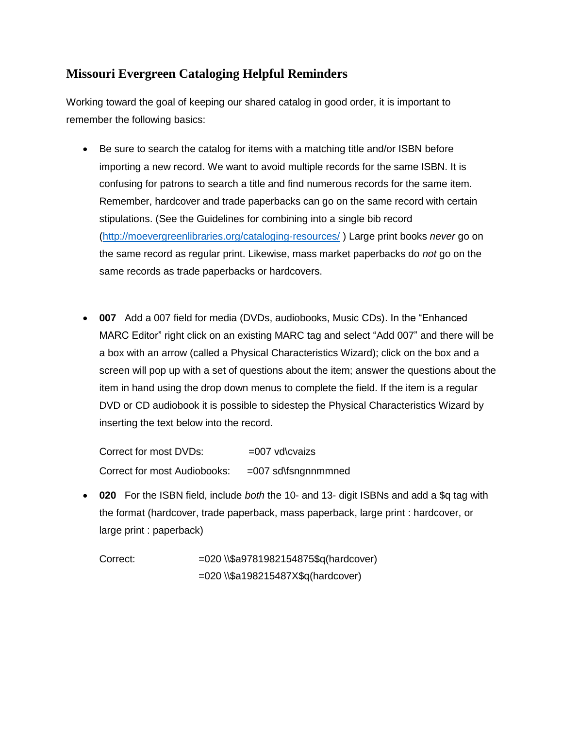## Missouri Evergreen Cataloging Helpful Reminders

Working toward the goal of keeping our shared catalog in good order, it is important to remember the following basics:

- Be sure to search the catalog for items with a matching title and/or ISBN before importing a new record. We want to avoid multiple records for the same ISBN. It is confusing for patrons to search a title and find numerous records for the same item. Remember, hardcover and trade paperbacks can go on the same record with certain stipulations. (See the Guidelines for combining into a single bib record ([http://moevergreenlibraries.org/cataloging-resources/](http://moevergreenlibraries.org/cataloging-resources/) ) Large print books *never* go on the same record as regular print. Likewise, mass market paperbacks do *not* go on the same records as trade paperbacks or hardcovers.

- **007** Add a 007 field for media (DVDs, audiobooks, Music CDs). In the "Enhanced MARC Editor" right click on an existing MARC tag and select "Add 007" and there will be a box with an arrow (called a Physical Characteristics Wizard); click on the box and a screen will pop up with a set of questions about the item; answer the questions about the item in hand using the drop down menus to complete the field. If the item is a regular DVD or CD audiobook it is possible to sidestep the Physical Characteristics Wizard by inserting the text below into the record.

  Correct for most DVDs: =007 vd\cvaizs

  Correct for most Audiobooks: =007 sd\fsngnnmmned

- **020** For the ISBN field, include *both* the 10- and 13- digit ISBNs and add a $q tag with the format (hardcover, trade paperback, mass paperback, large print : hardcover, or large print : paperback)

  Correct: =020 \\$a9781982154875$q(hardcover)
  =020 \\$a198215487X$q(hardcover)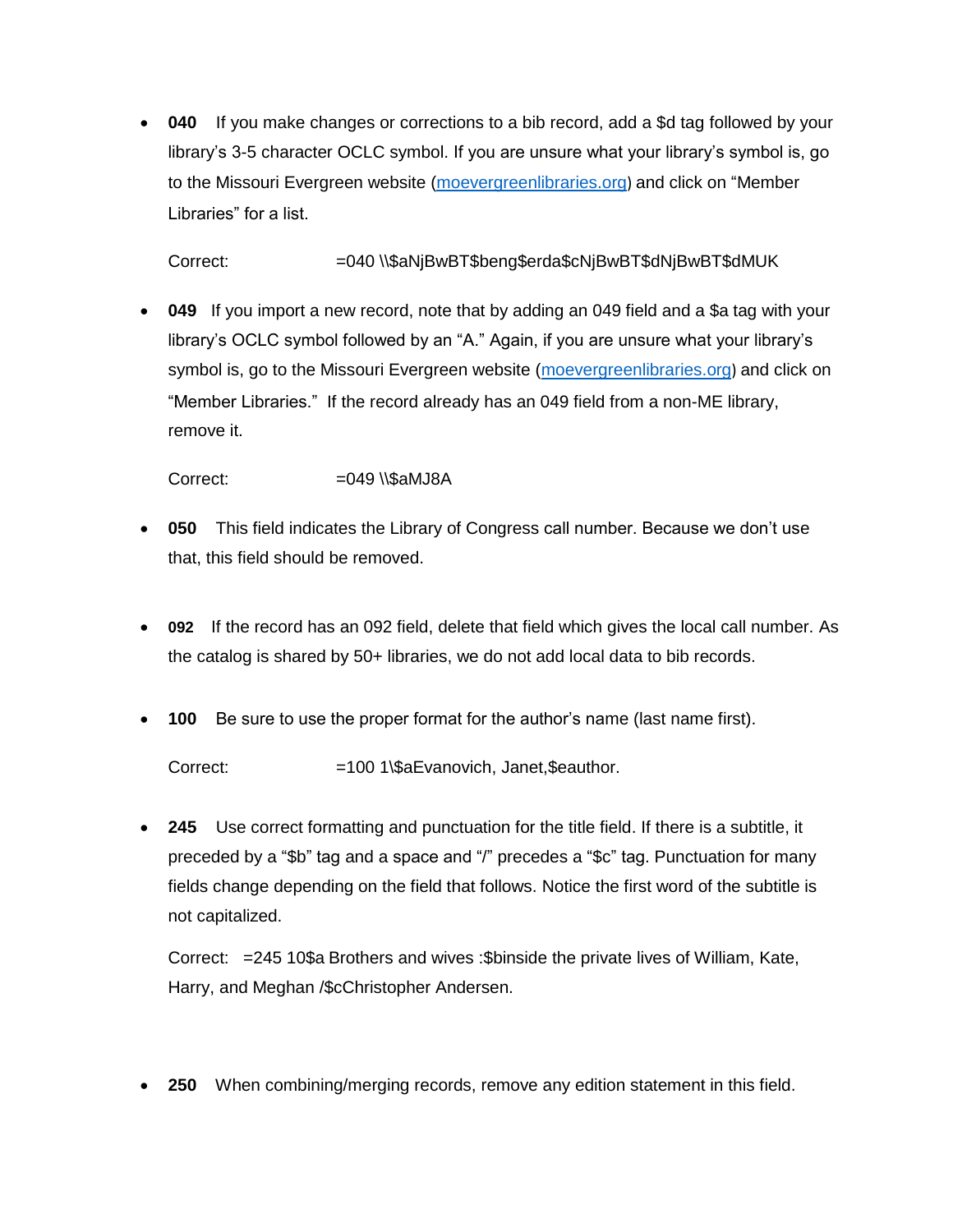- **040** If you make changes or corrections to a bib record, add a $d tag followed by your library's 3-5 character OCLC symbol. If you are unsure what your library's symbol is, go to the Missouri Evergreen website ([moevergreenlibraries.org](http://moevergreenlibraries.org)) and click on "Member Libraries" for a list.

  Correct: =040 \\$aNjBwBT$beng$erda$cNjBwBT$dNjBwBT$dMUK

- **049** If you import a new record, note that by adding an 049 field and a $a tag with your library's OCLC symbol followed by an "A." Again, if you are unsure what your library's symbol is, go to the Missouri Evergreen website ([moevergreenlibraries.org](http://moevergreenlibraries.org)) and click on "Member Libraries." If the record already has an 049 field from a non-ME library, remove it.

  Correct: =049 \\$aMJ8A

- **050** This field indicates the Library of Congress call number. Because we don't use that, this field should be removed.

- **092** If the record has an 092 field, delete that field which gives the local call number. As the catalog is shared by 50+ libraries, we do not add local data to bib records.

- **100** Be sure to use the proper format for the author's name (last name first).

  Correct: =100 1\$aEvanovich, Janet,$eauthor.

- **245** Use correct formatting and punctuation for the title field. If there is a subtitle, it preceded by a "$b" tag and a space and "/" precedes a "$c" tag. Punctuation for many fields change depending on the field that follows. Notice the first word of the subtitle is not capitalized.

  Correct: =245 10$a Brothers and wives :$binside the private lives of William, Kate, Harry, and Meghan /$cChristopher Andersen.

- **250** When combining/merging records, remove any edition statement in this field.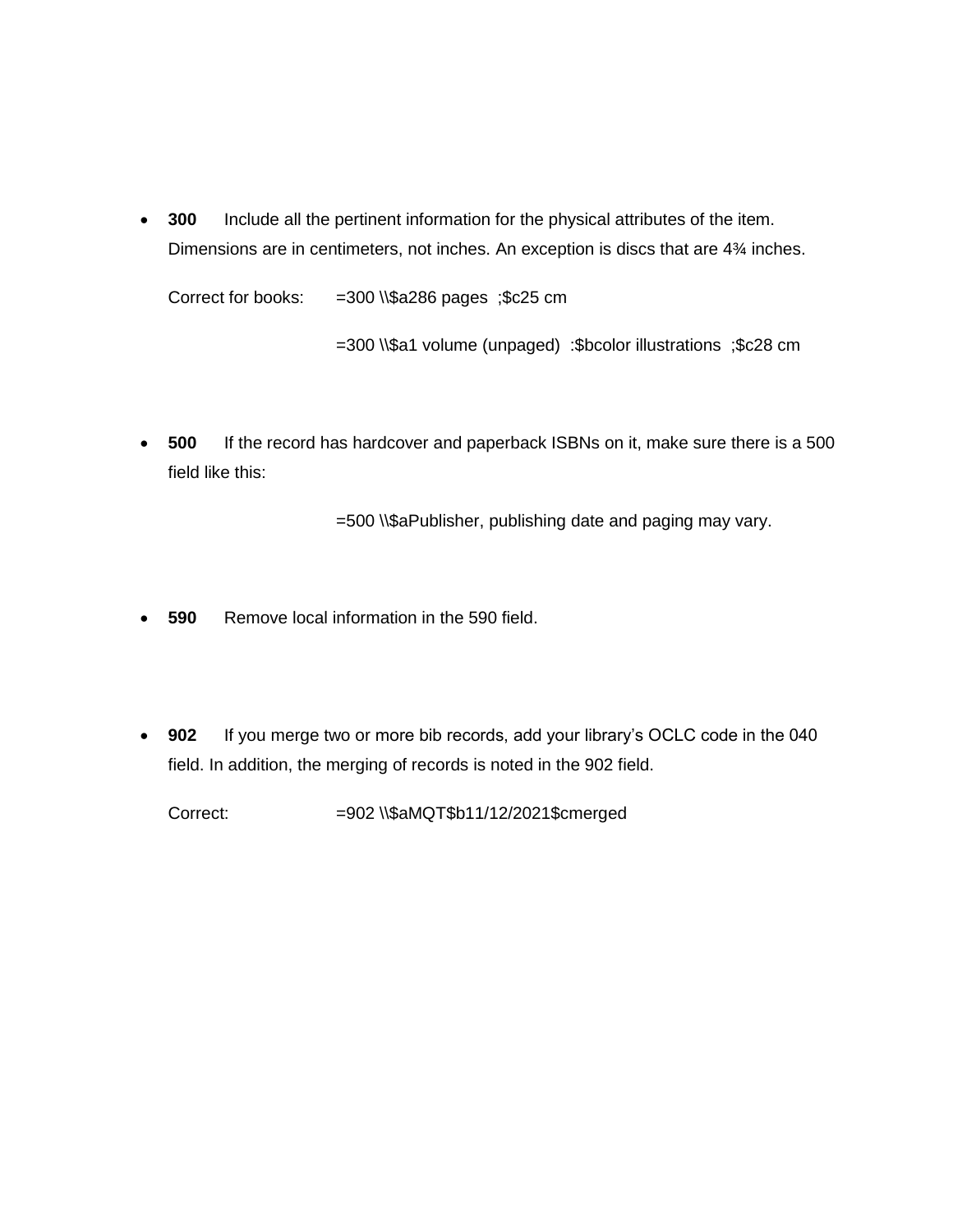- **300** Include all the pertinent information for the physical attributes of the item. Dimensions are in centimeters, not inches. An exception is discs that are 4¾ inches.

  Correct for books: =300 \\$a286 pages ;$c25 cm

  =300 \\$a1 volume (unpaged) :$bcolor illustrations ;$c28 cm

- **500** If the record has hardcover and paperback ISBNs on it, make sure there is a 500 field like this:

  =500 \\$aPublisher, publishing date and paging may vary.

- **590** Remove local information in the 590 field.

- **902** If you merge two or more bib records, add your library's OCLC code in the 040 field. In addition, the merging of records is noted in the 902 field.

  Correct: =902 \\$aMQT$b11/12/2021$cmerged